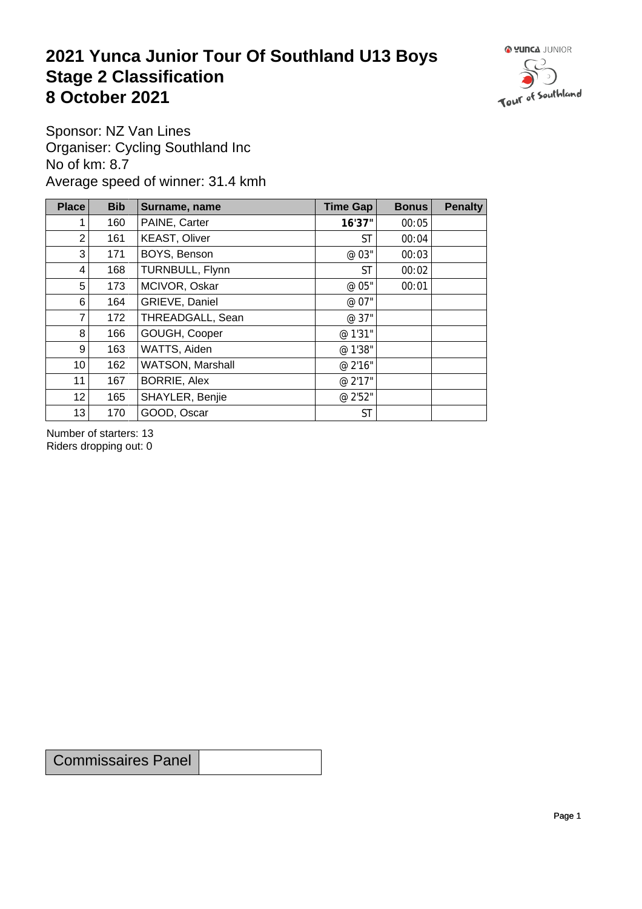# 2021 Yunca Junior Tour Of Southland U13 Boys
# Stage 2 Classification
# 8 October 2021

Sponsor: NZ Van Lines
Organiser: Cycling Southland Inc
No of km: 8.7
Average speed of winner: 31.4 kmh

| Place | Bib | Surname, name | Time Gap | Bonus | Penalty |
|---|---|---|---|---|---|
| 1 | 160 | PAINE, Carter | **16'37"** | 00:05 | |
| 2 | 161 | KEAST, Oliver | ST | 00:04 | |
| 3 | 171 | BOYS, Benson | @ 03" | 00:03 | |
| 4 | 168 | TURNBULL, Flynn | ST | 00:02 | |
| 5 | 173 | MCIVOR, Oskar | @ 05" | 00:01 | |
| 6 | 164 | GRIEVE, Daniel | @ 07" | | |
| 7 | 172 | THREADGALL, Sean | @ 37" | | |
| 8 | 166 | GOUGH, Cooper | @ 1'31" | | |
| 9 | 163 | WATTS, Aiden | @ 1'38" | | |
| 10 | 162 | WATSON, Marshall | @ 2'16" | | |
| 11 | 167 | BORRIE, Alex | @ 2'17" | | |
| 12 | 165 | SHAYLER, Benjie | @ 2'52" | | |
| 13 | 170 | GOOD, Oscar | ST | | |

Number of starters: 13
Riders dropping out: 0

| Commissaires Panel | |
|---|---|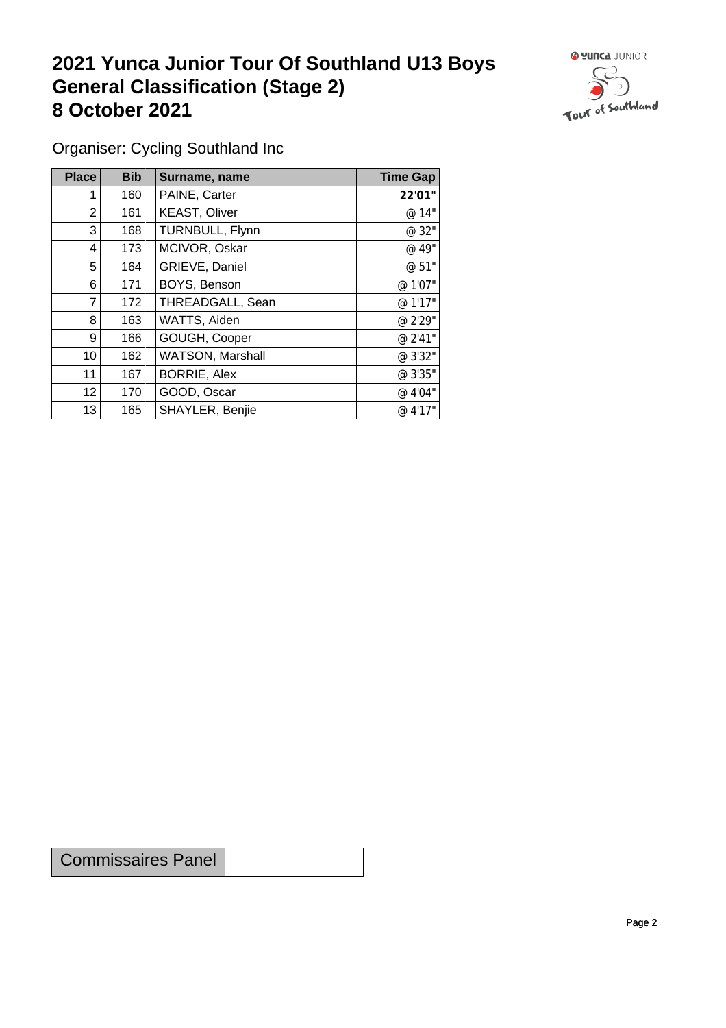# 2021 Yunca Junior Tour Of Southland U13 Boys
# General Classification (Stage 2)
# 8 October 2021

Organiser: Cycling Southland Inc

| Place | Bib | Surname, name | Time Gap |
|---|---|---|---|
| 1 | 160 | PAINE, Carter | **22'01"** |
| 2 | 161 | KEAST, Oliver | @ 14" |
| 3 | 168 | TURNBULL, Flynn | @ 32" |
| 4 | 173 | MCIVOR, Oskar | @ 49" |
| 5 | 164 | GRIEVE, Daniel | @ 51" |
| 6 | 171 | BOYS, Benson | @ 1'07" |
| 7 | 172 | THREADGALL, Sean | @ 1'17" |
| 8 | 163 | WATTS, Aiden | @ 2'29" |
| 9 | 166 | GOUGH, Cooper | @ 2'41" |
| 10 | 162 | WATSON, Marshall | @ 3'32" |
| 11 | 167 | BORRIE, Alex | @ 3'35" |
| 12 | 170 | GOOD, Oscar | @ 4'04" |
| 13 | 165 | SHAYLER, Benjie | @ 4'17" |

| Commissaires Panel | |
|---|---|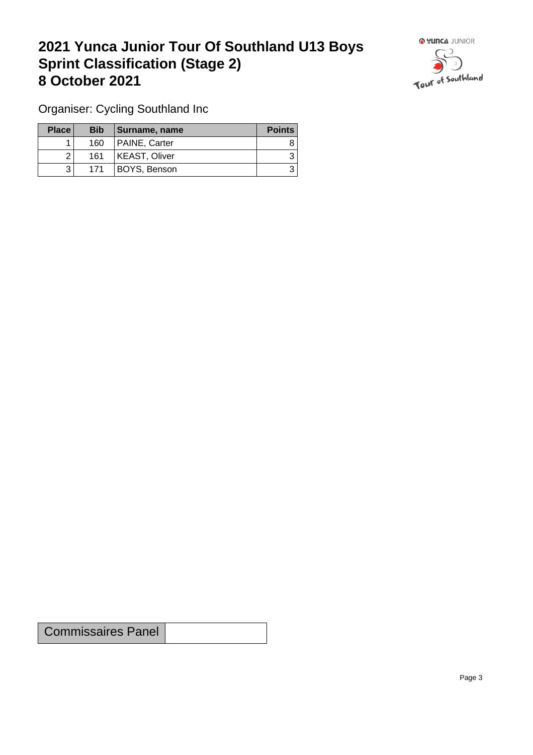# 2021 Yunca Junior Tour Of Southland U13 Boys Sprint Classification (Stage 2) 8 October 2021

Organiser: Cycling Southland Inc

| Place | Bib | Surname, name | Points |
|---|---|---|---|
| 1 | 160 | PAINE, Carter | 8 |
| 2 | 161 | KEAST, Oliver | 3 |
| 3 | 171 | BOYS, Benson | 3 |

| Commissaires Panel | |
|---|---|